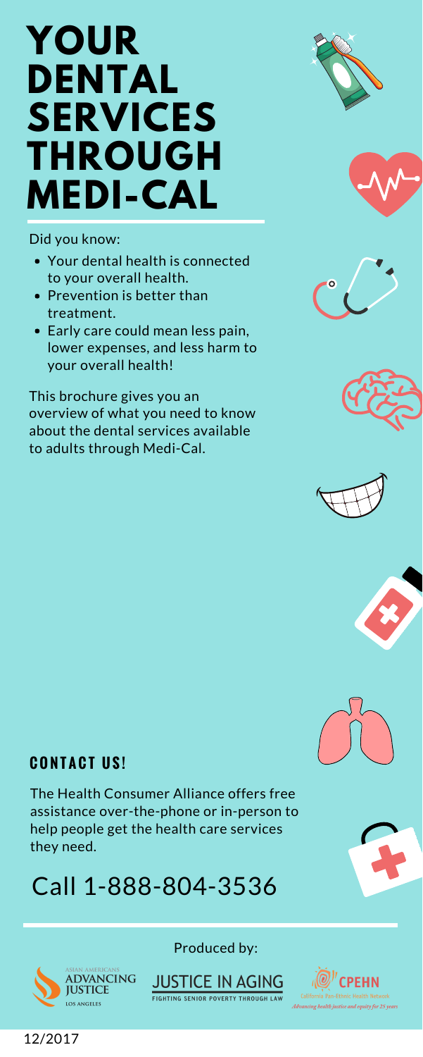# YOUR DENTAL SERVICES THROUGH MEDI-CAL

Did you know:

- Your dental health is connected to your overall health.
- Prevention is better than treatment.
- Early care could mean less pain, lower expenses, and less harm to your overall health!

This brochure gives you an overview of what you need to know about the dental services available to adults through Medi-Cal.

## CONTACT US!

The Health Consumer Alliance offers free assistance over-the-phone or in-person to help people get the health care services they need.

## Call 1-888-804-3536

Produced by:

Asian Americans Advancing Justice Los Angeles

JUSTICE IN AGING — FIGHTING SENIOR POVERTY THROUGH LAW

CPEHN — California Pan-Ethnic Health Network — *Advancing health justice and equity for 25 years*

12/2017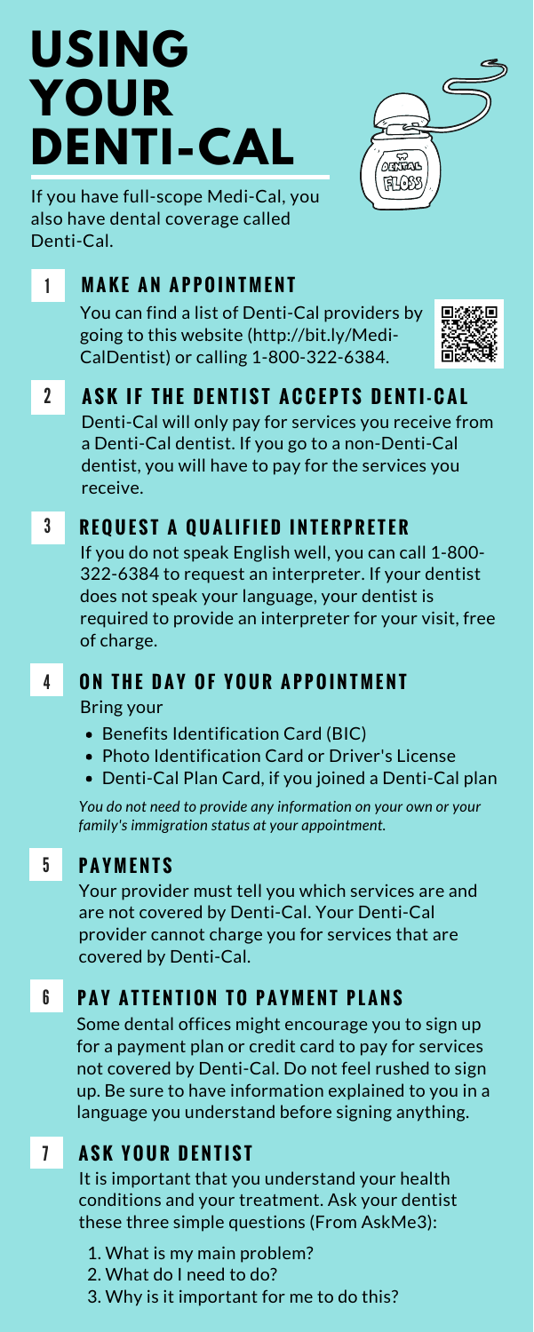# USING YOUR DENTI-CAL

If you have full-scope Medi-Cal, you also have dental coverage called Denti-Cal.

## 1 MAKE AN APPOINTMENT

You can find a list of Denti-Cal providers by going to this website (http://bit.ly/Medi-CalDentist) or calling 1-800-322-6384.

## 2 ASK IF THE DENTIST ACCEPTS DENTI-CAL

Denti-Cal will only pay for services you receive from a Denti-Cal dentist. If you go to a non-Denti-Cal dentist, you will have to pay for the services you receive.

## 3 REQUEST A QUALIFIED INTERPRETER

If you do not speak English well, you can call 1-800-322-6384 to request an interpreter. If your dentist does not speak your language, your dentist is required to provide an interpreter for your visit, free of charge.

## 4 ON THE DAY OF YOUR APPOINTMENT

Bring your

- Benefits Identification Card (BIC)
- Photo Identification Card or Driver's License
- Denti-Cal Plan Card, if you joined a Denti-Cal plan

*You do not need to provide any information on your own or your family's immigration status at your appointment.*

## 5 PAYMENTS

Your provider must tell you which services are and are not covered by Denti-Cal. Your Denti-Cal provider cannot charge you for services that are covered by Denti-Cal.

## 6 PAY ATTENTION TO PAYMENT PLANS

Some dental offices might encourage you to sign up for a payment plan or credit card to pay for services not covered by Denti-Cal. Do not feel rushed to sign up. Be sure to have information explained to you in a language you understand before signing anything.

## 7 ASK YOUR DENTIST

It is important that you understand your health conditions and your treatment. Ask your dentist these three simple questions (From AskMe3):

1. What is my main problem?
2. What do I need to do?
3. Why is it important for me to do this?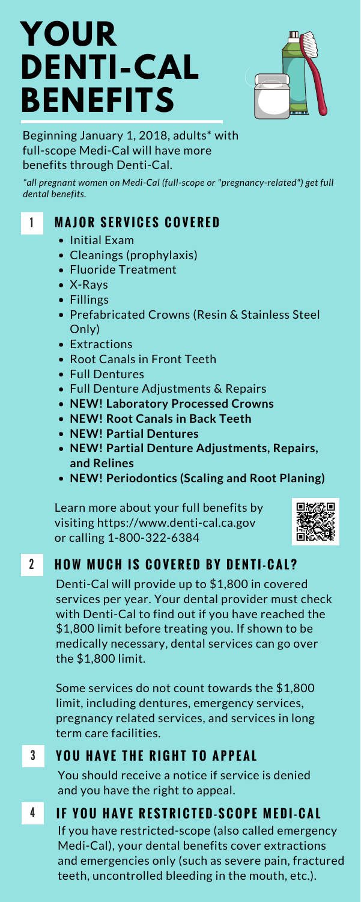# YOUR DENTI-CAL BENEFITS

Beginning January 1, 2018, adults* with full-scope Medi-Cal will have more benefits through Denti-Cal.

*\*all pregnant women on Medi-Cal (full-scope or "pregnancy-related") get full dental benefits.*

## 1 MAJOR SERVICES COVERED

- Initial Exam
- Cleanings (prophylaxis)
- Fluoride Treatment
- X-Rays
- Fillings
- Prefabricated Crowns (Resin & Stainless Steel Only)
- Extractions
- Root Canals in Front Teeth
- Full Dentures
- Full Denture Adjustments & Repairs
- **NEW! Laboratory Processed Crowns**
- **NEW! Root Canals in Back Teeth**
- **NEW! Partial Dentures**
- **NEW! Partial Denture Adjustments, Repairs, and Relines**
- **NEW! Periodontics (Scaling and Root Planing)**

Learn more about your full benefits by visiting https://www.denti-cal.ca.gov or calling 1-800-322-6384

## 2 HOW MUCH IS COVERED BY DENTI-CAL?

Denti-Cal will provide up to $1,800 in covered services per year. Your dental provider must check with Denti-Cal to find out if you have reached the $1,800 limit before treating you. If shown to be medically necessary, dental services can go over the $1,800 limit.

Some services do not count towards the $1,800 limit, including dentures, emergency services, pregnancy related services, and services in long term care facilities.

## 3 YOU HAVE THE RIGHT TO APPEAL

You should receive a notice if service is denied and you have the right to appeal.

## 4 IF YOU HAVE RESTRICTED-SCOPE MEDI-CAL

If you have restricted-scope (also called emergency Medi-Cal), your dental benefits cover extractions and emergencies only (such as severe pain, fractured teeth, uncontrolled bleeding in the mouth, etc.).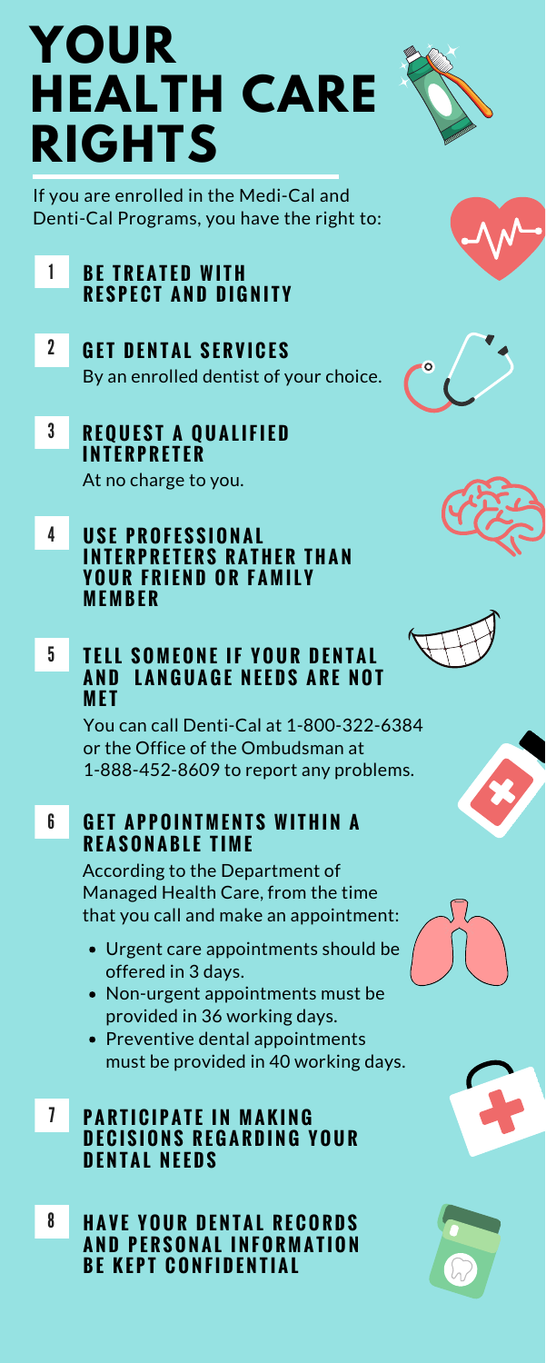# YOUR HEALTH CARE RIGHTS

If you are enrolled in the Medi-Cal and Denti-Cal Programs, you have the right to:

1. **BE TREATED WITH RESPECT AND DIGNITY**

2. **GET DENTAL SERVICES**

   By an enrolled dentist of your choice.

3. **REQUEST A QUALIFIED INTERPRETER**

   At no charge to you.

4. **USE PROFESSIONAL INTERPRETERS RATHER THAN YOUR FRIEND OR FAMILY MEMBER**

5. **TELL SOMEONE IF YOUR DENTAL AND LANGUAGE NEEDS ARE NOT MET**

   You can call Denti-Cal at 1-800-322-6384 or the Office of the Ombudsman at 1-888-452-8609 to report any problems.

6. **GET APPOINTMENTS WITHIN A REASONABLE TIME**

   According to the Department of Managed Health Care, from the time that you call and make an appointment:

   - Urgent care appointments should be offered in 3 days.
   - Non-urgent appointments must be provided in 36 working days.
   - Preventive dental appointments must be provided in 40 working days.

7. **PARTICIPATE IN MAKING DECISIONS REGARDING YOUR DENTAL NEEDS**

8. **HAVE YOUR DENTAL RECORDS AND PERSONAL INFORMATION BE KEPT CONFIDENTIAL**